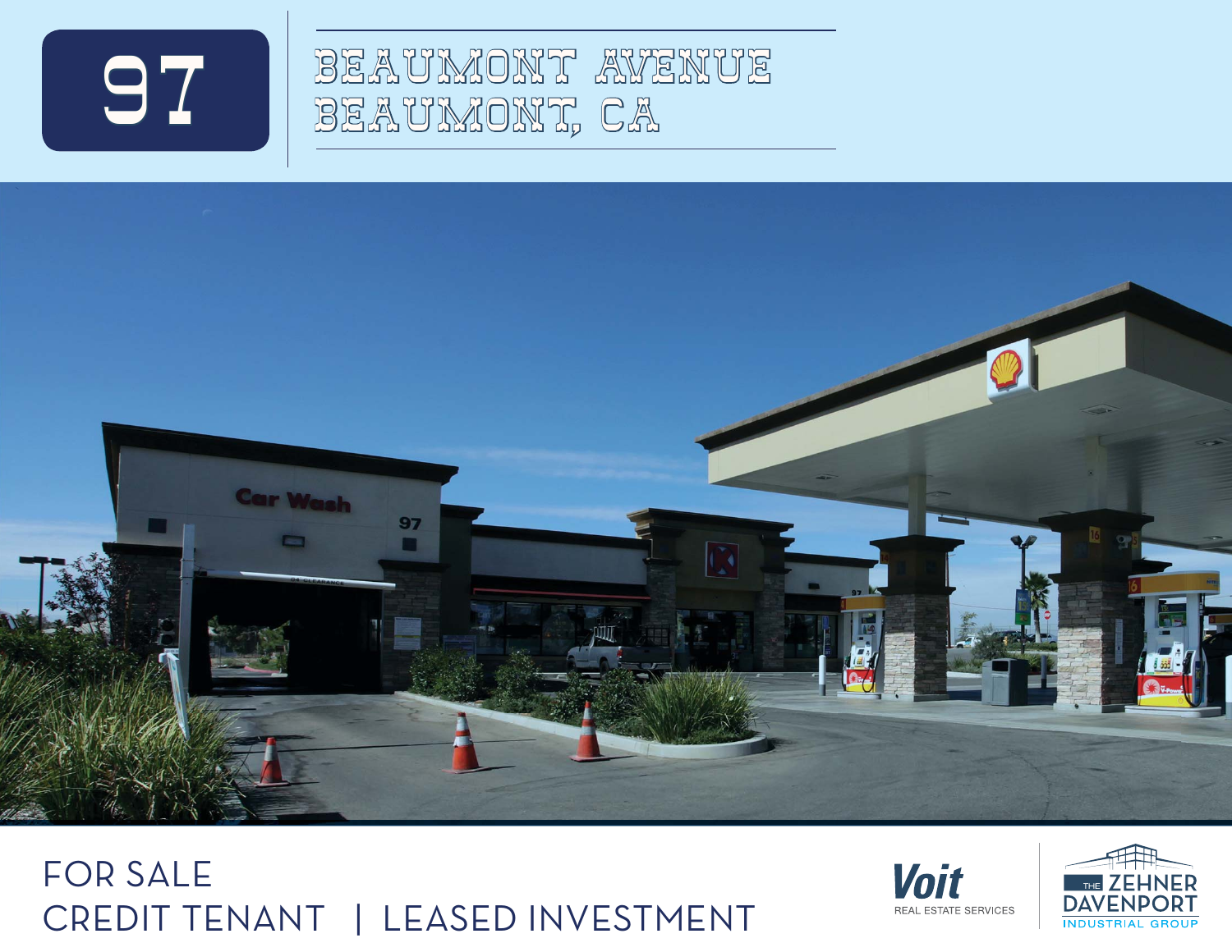# 97 BEAUMONT AVENUE
# BEAUMONT, CA

FOR SALE

CREDIT TENANT | LEASED INVESTMENT

Voit REAL ESTATE SERVICES

THE ZEHNER DAVENPORT INDUSTRIAL GROUP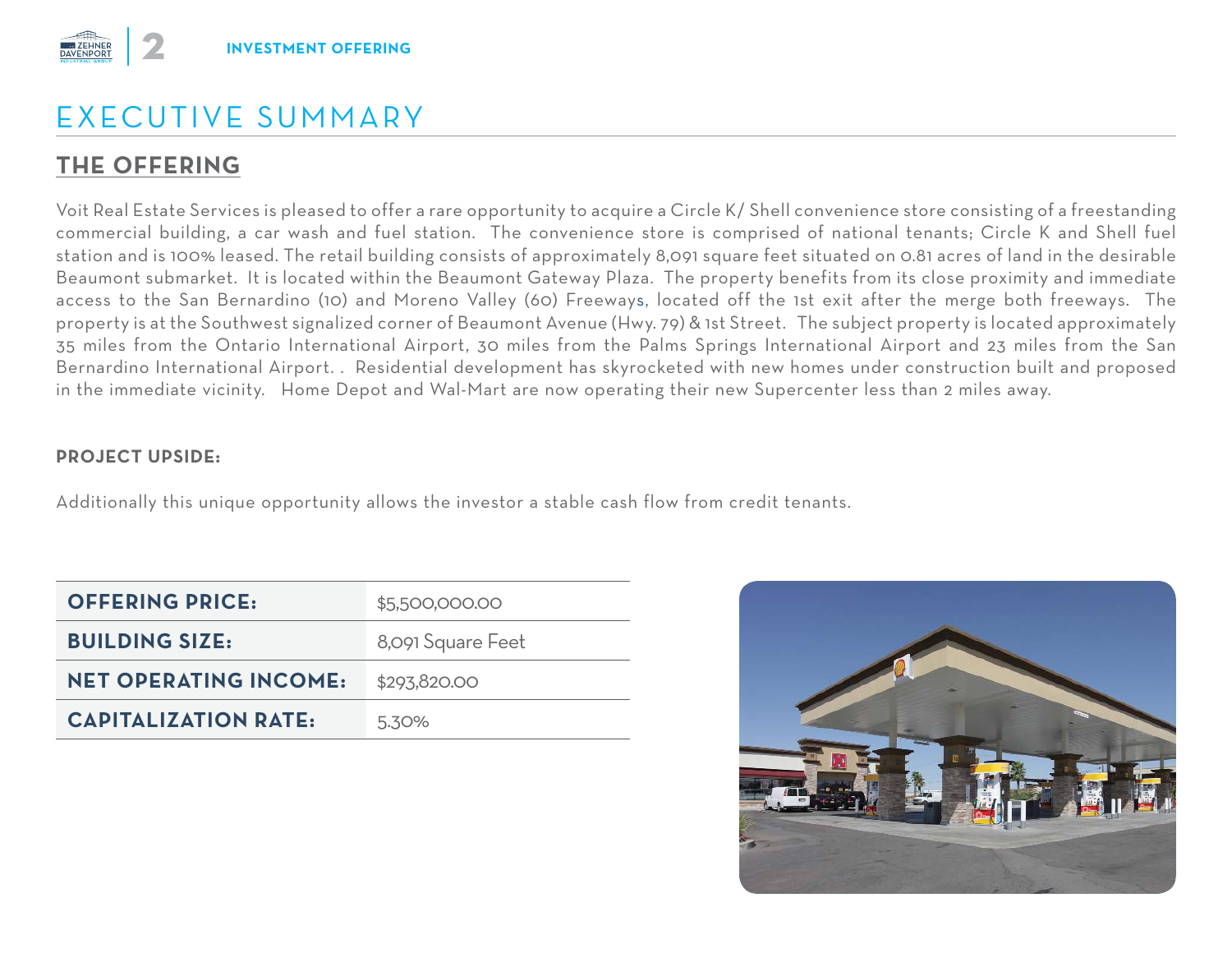# EXECUTIVE SUMMARY

## THE OFFERING

Voit Real Estate Services is pleased to offer a rare opportunity to acquire a Circle K/ Shell convenience store consisting of a freestanding commercial building, a car wash and fuel station. The convenience store is comprised of national tenants; Circle K and Shell fuel station and is 100% leased. The retail building consists of approximately 8,091 square feet situated on 0.81 acres of land in the desirable Beaumont submarket. It is located within the Beaumont Gateway Plaza. The property benefits from its close proximity and immediate access to the San Bernardino (10) and Moreno Valley (60) Freeways, located off the 1st exit after the merge both freeways. The property is at the Southwest signalized corner of Beaumont Avenue (Hwy. 79) & 1st Street. The subject property is located approximately 35 miles from the Ontario International Airport, 30 miles from the Palms Springs International Airport and 23 miles from the San Bernardino International Airport. . Residential development has skyrocketed with new homes under construction built and proposed in the immediate vicinity. Home Depot and Wal-Mart are now operating their new Supercenter less than 2 miles away.

**PROJECT UPSIDE:**

Additionally this unique opportunity allows the investor a stable cash flow from credit tenants.

| | |
|---|---|
| **OFFERING PRICE:** | $5,500,000.00 |
| **BUILDING SIZE:** | 8,091 Square Feet |
| **NET OPERATING INCOME:** | $293,820.00 |
| **CAPITALIZATION RATE:** | 5.30% |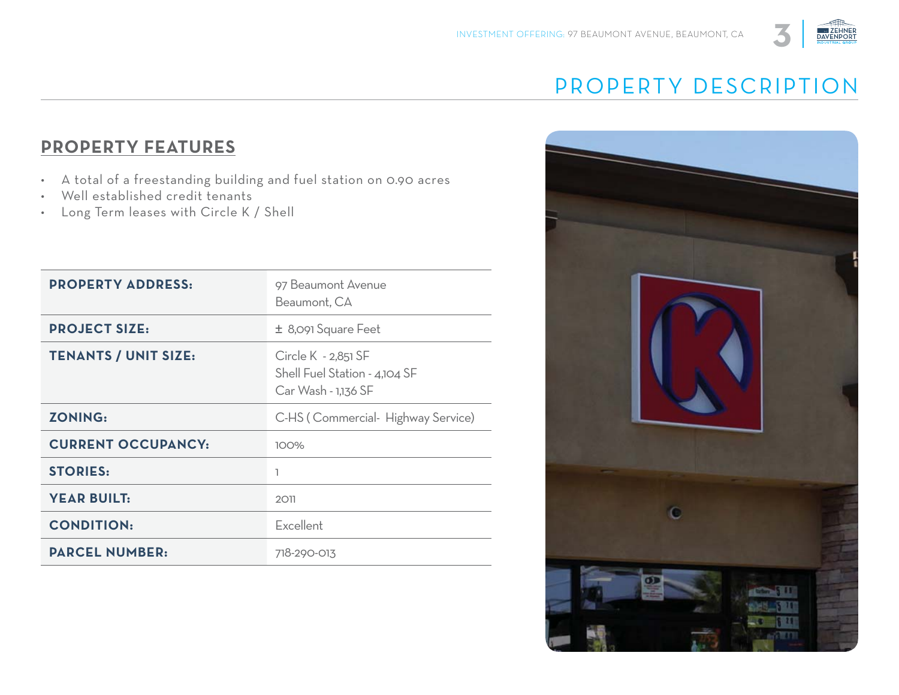# PROPERTY DESCRIPTION

## PROPERTY FEATURES

- A total of a freestanding building and fuel station on 0.90 acres
- Well established credit tenants
- Long Term leases with Circle K / Shell

| | |
|---|---|
| **PROPERTY ADDRESS:** | 97 Beaumont Avenue<br>Beaumont, CA |
| **PROJECT SIZE:** | ± 8,091 Square Feet |
| **TENANTS / UNIT SIZE:** | Circle K - 2,851 SF<br>Shell Fuel Station - 4,104 SF<br>Car Wash - 1,136 SF |
| **ZONING:** | C-HS ( Commercial- Highway Service) |
| **CURRENT OCCUPANCY:** | 100% |
| **STORIES:** | 1 |
| **YEAR BUILT:** | 2011 |
| **CONDITION:** | Excellent |
| **PARCEL NUMBER:** | 718-290-013 |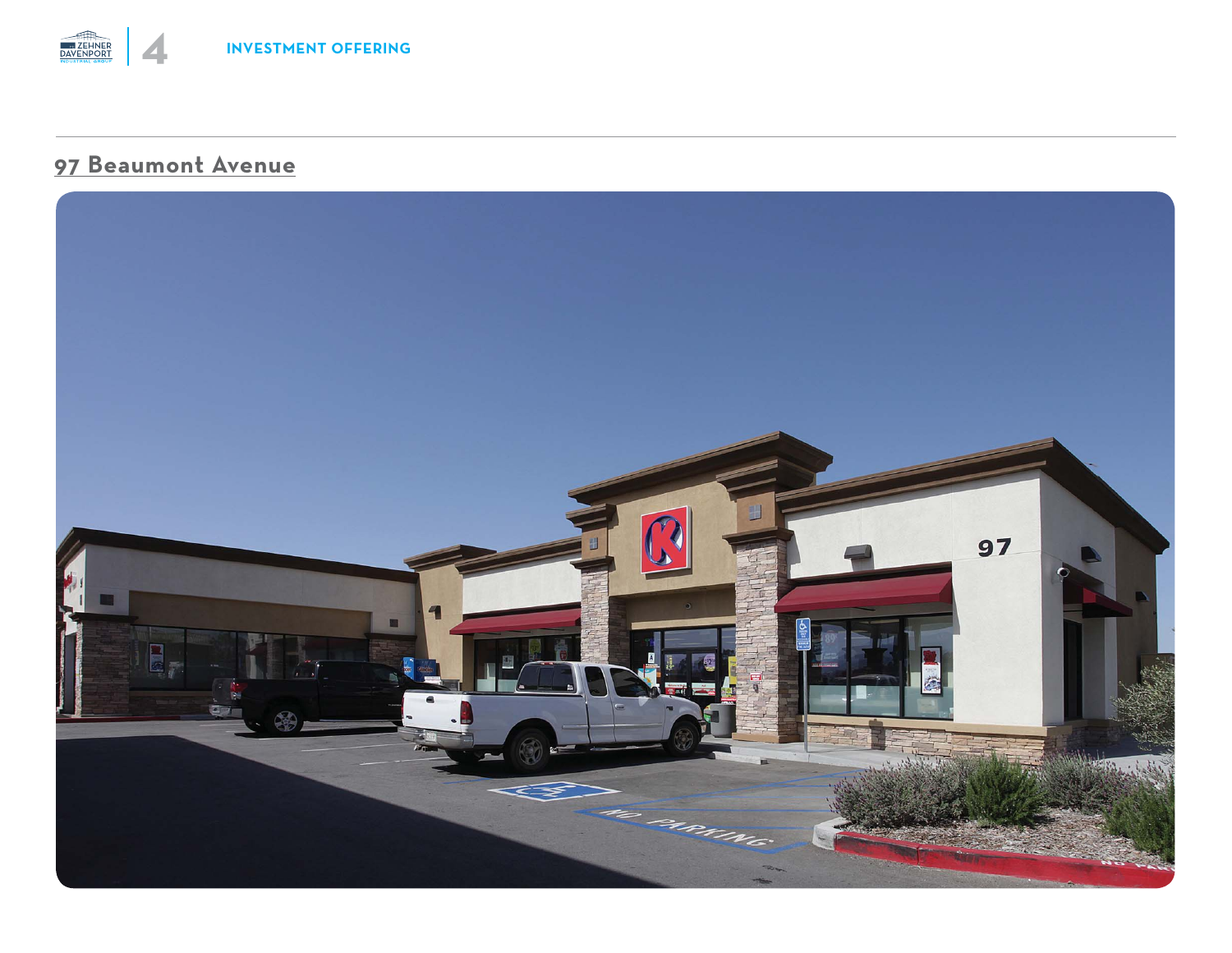## 97 Beaumont Avenue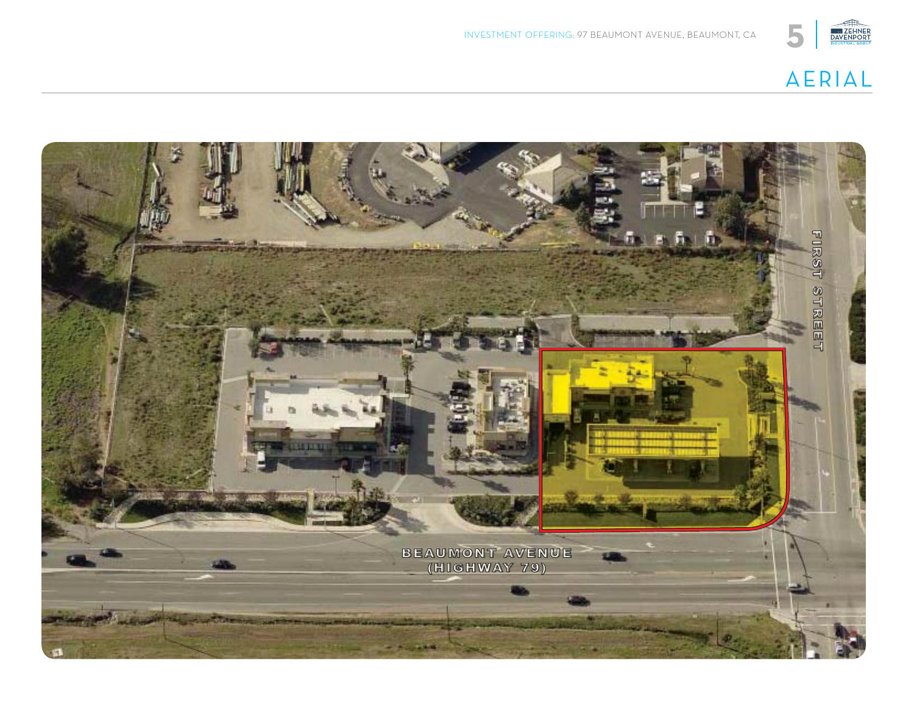# AERIAL

FIRST STREET

BEAUMONT AVENUE (HIGHWAY 79)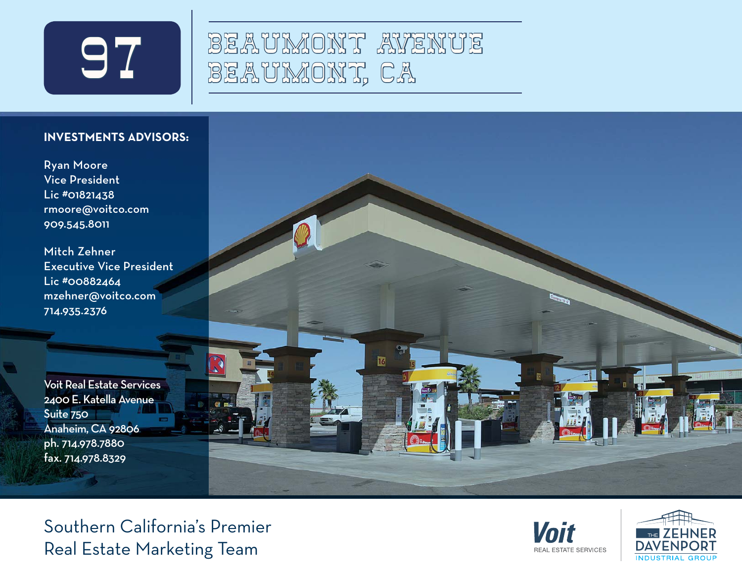# 97 BEAUMONT AVENUE
# BEAUMONT, CA

**INVESTMENTS ADVISORS:**

Ryan Moore
Vice President
Lic #01821438
rmoore@voitco.com
909.545.8011

Mitch Zehner
Executive Vice President
Lic #00882464
mzehner@voitco.com
714.935.2376

Voit Real Estate Services
2400 E. Katella Avenue
Suite 750
Anaheim, CA 92806
ph. 714.978.7880
fax. 714.978.8329

Southern California's Premier
Real Estate Marketing Team

Voit REAL ESTATE SERVICES

THE ZEHNER DAVENPORT INDUSTRIAL GROUP